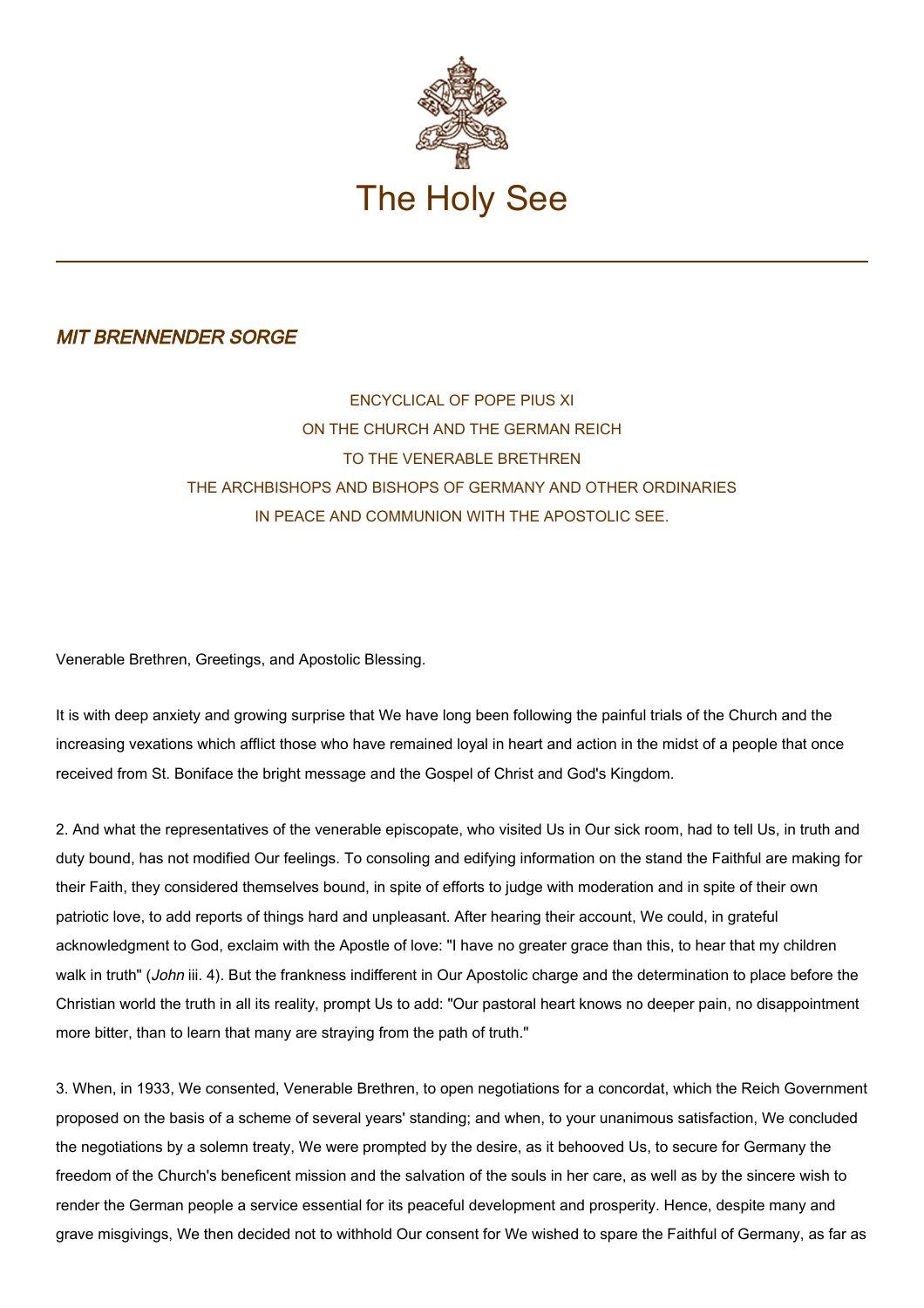# The Holy See

## *MIT BRENNENDER SORGE*

ENCYCLICAL OF POPE PIUS XI
ON THE CHURCH AND THE GERMAN REICH
TO THE VENERABLE BRETHREN
THE ARCHBISHOPS AND BISHOPS OF GERMANY AND OTHER ORDINARIES
IN PEACE AND COMMUNION WITH THE APOSTOLIC SEE.

Venerable Brethren, Greetings, and Apostolic Blessing.

It is with deep anxiety and growing surprise that We have long been following the painful trials of the Church and the increasing vexations which afflict those who have remained loyal in heart and action in the midst of a people that once received from St. Boniface the bright message and the Gospel of Christ and God's Kingdom.

2. And what the representatives of the venerable episcopate, who visited Us in Our sick room, had to tell Us, in truth and duty bound, has not modified Our feelings. To consoling and edifying information on the stand the Faithful are making for their Faith, they considered themselves bound, in spite of efforts to judge with moderation and in spite of their own patriotic love, to add reports of things hard and unpleasant. After hearing their account, We could, in grateful acknowledgment to God, exclaim with the Apostle of love: "I have no greater grace than this, to hear that my children walk in truth" (*John* iii. 4). But the frankness indifferent in Our Apostolic charge and the determination to place before the Christian world the truth in all its reality, prompt Us to add: "Our pastoral heart knows no deeper pain, no disappointment more bitter, than to learn that many are straying from the path of truth."

3. When, in 1933, We consented, Venerable Brethren, to open negotiations for a concordat, which the Reich Government proposed on the basis of a scheme of several years' standing; and when, to your unanimous satisfaction, We concluded the negotiations by a solemn treaty, We were prompted by the desire, as it behooved Us, to secure for Germany the freedom of the Church's beneficent mission and the salvation of the souls in her care, as well as by the sincere wish to render the German people a service essential for its peaceful development and prosperity. Hence, despite many and grave misgivings, We then decided not to withhold Our consent for We wished to spare the Faithful of Germany, as far as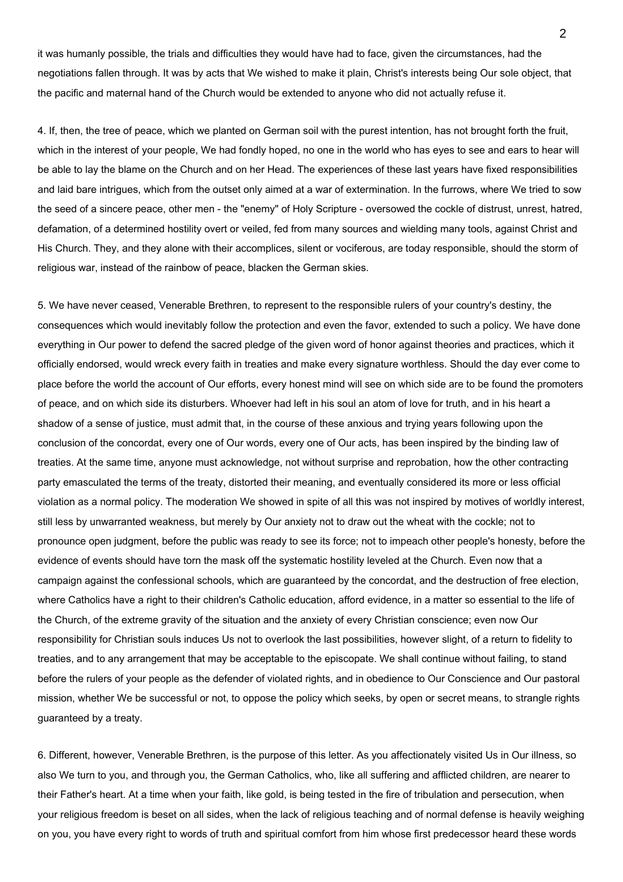it was humanly possible, the trials and difficulties they would have had to face, given the circumstances, had the negotiations fallen through. It was by acts that We wished to make it plain, Christ's interests being Our sole object, that the pacific and maternal hand of the Church would be extended to anyone who did not actually refuse it.

4. If, then, the tree of peace, which we planted on German soil with the purest intention, has not brought forth the fruit, which in the interest of your people, We had fondly hoped, no one in the world who has eyes to see and ears to hear will be able to lay the blame on the Church and on her Head. The experiences of these last years have fixed responsibilities and laid bare intrigues, which from the outset only aimed at a war of extermination. In the furrows, where We tried to sow the seed of a sincere peace, other men - the "enemy" of Holy Scripture - oversowed the cockle of distrust, unrest, hatred, defamation, of a determined hostility overt or veiled, fed from many sources and wielding many tools, against Christ and His Church. They, and they alone with their accomplices, silent or vociferous, are today responsible, should the storm of religious war, instead of the rainbow of peace, blacken the German skies.

5. We have never ceased, Venerable Brethren, to represent to the responsible rulers of your country's destiny, the consequences which would inevitably follow the protection and even the favor, extended to such a policy. We have done everything in Our power to defend the sacred pledge of the given word of honor against theories and practices, which it officially endorsed, would wreck every faith in treaties and make every signature worthless. Should the day ever come to place before the world the account of Our efforts, every honest mind will see on which side are to be found the promoters of peace, and on which side its disturbers. Whoever had left in his soul an atom of love for truth, and in his heart a shadow of a sense of justice, must admit that, in the course of these anxious and trying years following upon the conclusion of the concordat, every one of Our words, every one of Our acts, has been inspired by the binding law of treaties. At the same time, anyone must acknowledge, not without surprise and reprobation, how the other contracting party emasculated the terms of the treaty, distorted their meaning, and eventually considered its more or less official violation as a normal policy. The moderation We showed in spite of all this was not inspired by motives of worldly interest, still less by unwarranted weakness, but merely by Our anxiety not to draw out the wheat with the cockle; not to pronounce open judgment, before the public was ready to see its force; not to impeach other people's honesty, before the evidence of events should have torn the mask off the systematic hostility leveled at the Church. Even now that a campaign against the confessional schools, which are guaranteed by the concordat, and the destruction of free election, where Catholics have a right to their children's Catholic education, afford evidence, in a matter so essential to the life of the Church, of the extreme gravity of the situation and the anxiety of every Christian conscience; even now Our responsibility for Christian souls induces Us not to overlook the last possibilities, however slight, of a return to fidelity to treaties, and to any arrangement that may be acceptable to the episcopate. We shall continue without failing, to stand before the rulers of your people as the defender of violated rights, and in obedience to Our Conscience and Our pastoral mission, whether We be successful or not, to oppose the policy which seeks, by open or secret means, to strangle rights guaranteed by a treaty.

6. Different, however, Venerable Brethren, is the purpose of this letter. As you affectionately visited Us in Our illness, so also We turn to you, and through you, the German Catholics, who, like all suffering and afflicted children, are nearer to their Father's heart. At a time when your faith, like gold, is being tested in the fire of tribulation and persecution, when your religious freedom is beset on all sides, when the lack of religious teaching and of normal defense is heavily weighing on you, you have every right to words of truth and spiritual comfort from him whose first predecessor heard these words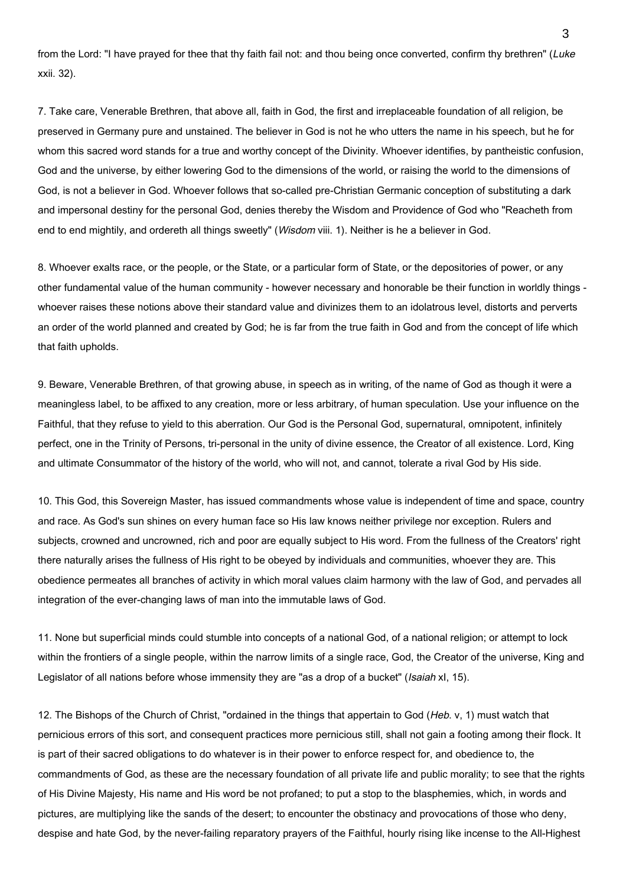from the Lord: "I have prayed for thee that thy faith fail not: and thou being once converted, confirm thy brethren" (*Luke* xxii. 32).

7. Take care, Venerable Brethren, that above all, faith in God, the first and irreplaceable foundation of all religion, be preserved in Germany pure and unstained. The believer in God is not he who utters the name in his speech, but he for whom this sacred word stands for a true and worthy concept of the Divinity. Whoever identifies, by pantheistic confusion, God and the universe, by either lowering God to the dimensions of the world, or raising the world to the dimensions of God, is not a believer in God. Whoever follows that so-called pre-Christian Germanic conception of substituting a dark and impersonal destiny for the personal God, denies thereby the Wisdom and Providence of God who "Reacheth from end to end mightily, and ordereth all things sweetly" (*Wisdom* viii. 1). Neither is he a believer in God.

8. Whoever exalts race, or the people, or the State, or a particular form of State, or the depositories of power, or any other fundamental value of the human community - however necessary and honorable be their function in worldly things - whoever raises these notions above their standard value and divinizes them to an idolatrous level, distorts and perverts an order of the world planned and created by God; he is far from the true faith in God and from the concept of life which that faith upholds.

9. Beware, Venerable Brethren, of that growing abuse, in speech as in writing, of the name of God as though it were a meaningless label, to be affixed to any creation, more or less arbitrary, of human speculation. Use your influence on the Faithful, that they refuse to yield to this aberration. Our God is the Personal God, supernatural, omnipotent, infinitely perfect, one in the Trinity of Persons, tri-personal in the unity of divine essence, the Creator of all existence. Lord, King and ultimate Consummator of the history of the world, who will not, and cannot, tolerate a rival God by His side.

10. This God, this Sovereign Master, has issued commandments whose value is independent of time and space, country and race. As God's sun shines on every human face so His law knows neither privilege nor exception. Rulers and subjects, crowned and uncrowned, rich and poor are equally subject to His word. From the fullness of the Creators' right there naturally arises the fullness of His right to be obeyed by individuals and communities, whoever they are. This obedience permeates all branches of activity in which moral values claim harmony with the law of God, and pervades all integration of the ever-changing laws of man into the immutable laws of God.

11. None but superficial minds could stumble into concepts of a national God, of a national religion; or attempt to lock within the frontiers of a single people, within the narrow limits of a single race, God, the Creator of the universe, King and Legislator of all nations before whose immensity they are "as a drop of a bucket" (*Isaiah* xl, 15).

12. The Bishops of the Church of Christ, "ordained in the things that appertain to God (*Heb.* v, 1) must watch that pernicious errors of this sort, and consequent practices more pernicious still, shall not gain a footing among their flock. It is part of their sacred obligations to do whatever is in their power to enforce respect for, and obedience to, the commandments of God, as these are the necessary foundation of all private life and public morality; to see that the rights of His Divine Majesty, His name and His word be not profaned; to put a stop to the blasphemies, which, in words and pictures, are multiplying like the sands of the desert; to encounter the obstinacy and provocations of those who deny, despise and hate God, by the never-failing reparatory prayers of the Faithful, hourly rising like incense to the All-Highest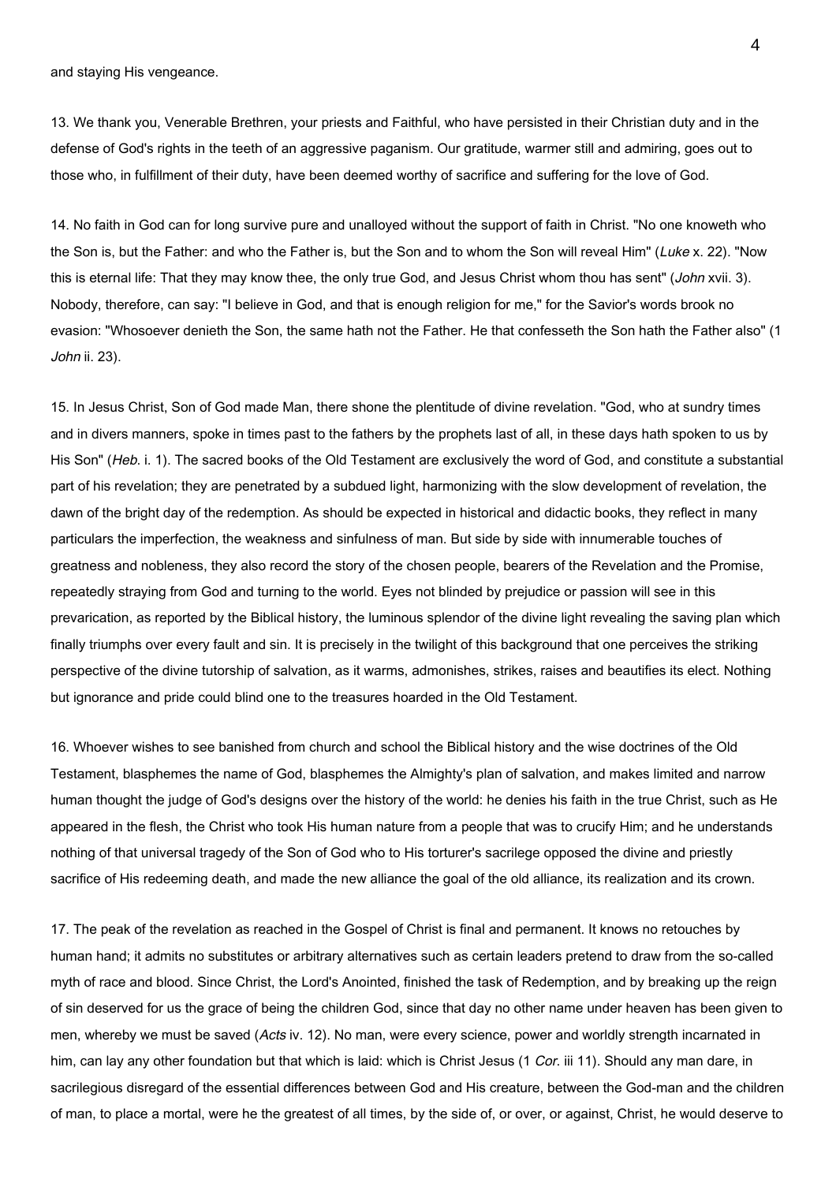and staying His vengeance.

13. We thank you, Venerable Brethren, your priests and Faithful, who have persisted in their Christian duty and in the defense of God's rights in the teeth of an aggressive paganism. Our gratitude, warmer still and admiring, goes out to those who, in fulfillment of their duty, have been deemed worthy of sacrifice and suffering for the love of God.

14. No faith in God can for long survive pure and unalloyed without the support of faith in Christ. "No one knoweth who the Son is, but the Father: and who the Father is, but the Son and to whom the Son will reveal Him" (*Luke* x. 22). "Now this is eternal life: That they may know thee, the only true God, and Jesus Christ whom thou has sent" (*John* xvii. 3). Nobody, therefore, can say: "I believe in God, and that is enough religion for me," for the Savior's words brook no evasion: "Whosoever denieth the Son, the same hath not the Father. He that confesseth the Son hath the Father also" (1 *John* ii. 23).

15. In Jesus Christ, Son of God made Man, there shone the plentitude of divine revelation. "God, who at sundry times and in divers manners, spoke in times past to the fathers by the prophets last of all, in these days hath spoken to us by His Son" (*Heb.* i. 1). The sacred books of the Old Testament are exclusively the word of God, and constitute a substantial part of his revelation; they are penetrated by a subdued light, harmonizing with the slow development of revelation, the dawn of the bright day of the redemption. As should be expected in historical and didactic books, they reflect in many particulars the imperfection, the weakness and sinfulness of man. But side by side with innumerable touches of greatness and nobleness, they also record the story of the chosen people, bearers of the Revelation and the Promise, repeatedly straying from God and turning to the world. Eyes not blinded by prejudice or passion will see in this prevarication, as reported by the Biblical history, the luminous splendor of the divine light revealing the saving plan which finally triumphs over every fault and sin. It is precisely in the twilight of this background that one perceives the striking perspective of the divine tutorship of salvation, as it warms, admonishes, strikes, raises and beautifies its elect. Nothing but ignorance and pride could blind one to the treasures hoarded in the Old Testament.

16. Whoever wishes to see banished from church and school the Biblical history and the wise doctrines of the Old Testament, blasphemes the name of God, blasphemes the Almighty's plan of salvation, and makes limited and narrow human thought the judge of God's designs over the history of the world: he denies his faith in the true Christ, such as He appeared in the flesh, the Christ who took His human nature from a people that was to crucify Him; and he understands nothing of that universal tragedy of the Son of God who to His torturer's sacrilege opposed the divine and priestly sacrifice of His redeeming death, and made the new alliance the goal of the old alliance, its realization and its crown.

17. The peak of the revelation as reached in the Gospel of Christ is final and permanent. It knows no retouches by human hand; it admits no substitutes or arbitrary alternatives such as certain leaders pretend to draw from the so-called myth of race and blood. Since Christ, the Lord's Anointed, finished the task of Redemption, and by breaking up the reign of sin deserved for us the grace of being the children God, since that day no other name under heaven has been given to men, whereby we must be saved (*Acts* iv. 12). No man, were every science, power and worldly strength incarnated in him, can lay any other foundation but that which is laid: which is Christ Jesus (1 *Cor.* iii 11). Should any man dare, in sacrilegious disregard of the essential differences between God and His creature, between the God-man and the children of man, to place a mortal, were he the greatest of all times, by the side of, or over, or against, Christ, he would deserve to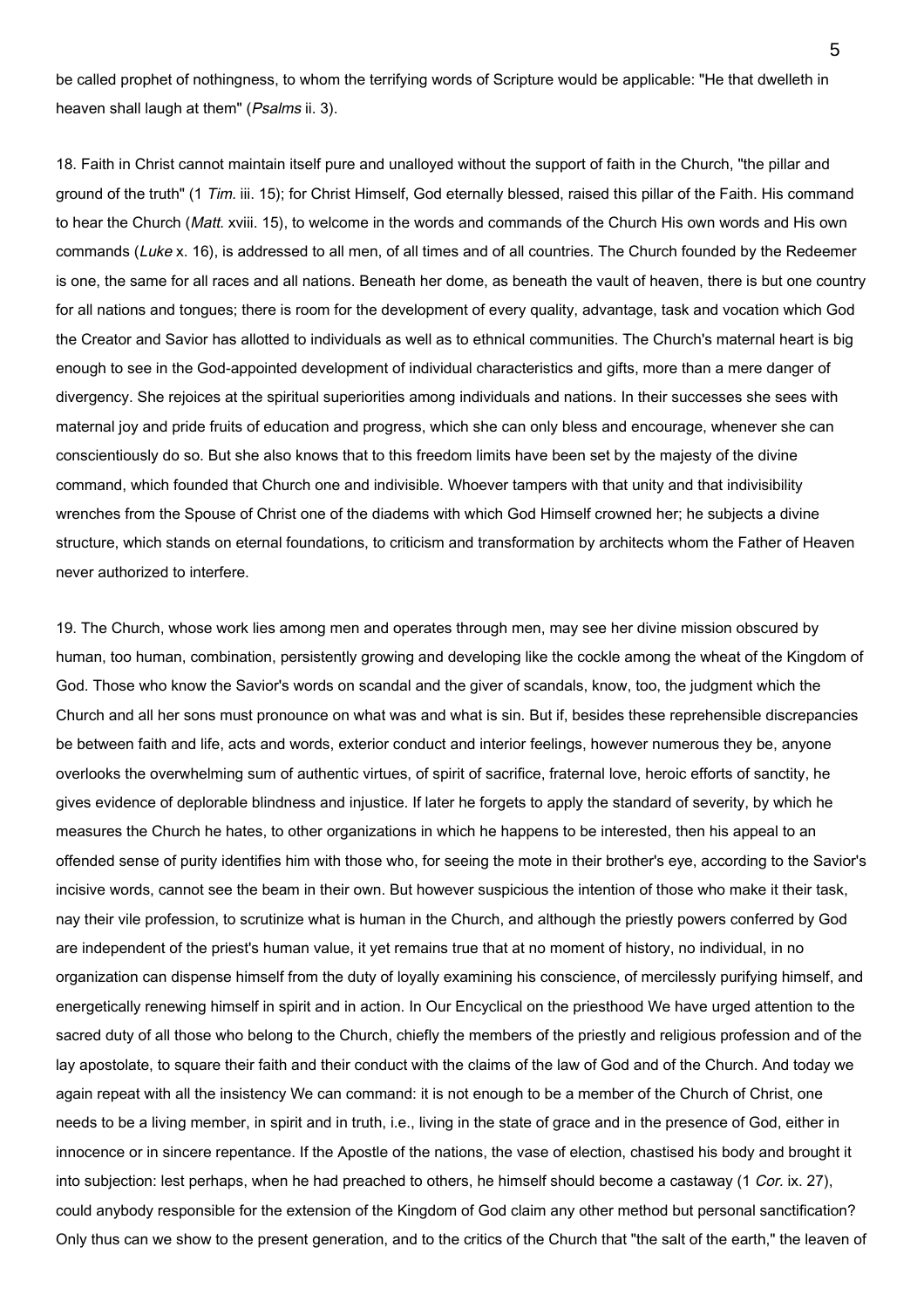be called prophet of nothingness, to whom the terrifying words of Scripture would be applicable: "He that dwelleth in heaven shall laugh at them" (*Psalms* ii. 3).

18. Faith in Christ cannot maintain itself pure and unalloyed without the support of faith in the Church, "the pillar and ground of the truth" (1 *Tim.* iii. 15); for Christ Himself, God eternally blessed, raised this pillar of the Faith. His command to hear the Church (*Matt.* xviii. 15), to welcome in the words and commands of the Church His own words and His own commands (*Luke* x. 16), is addressed to all men, of all times and of all countries. The Church founded by the Redeemer is one, the same for all races and all nations. Beneath her dome, as beneath the vault of heaven, there is but one country for all nations and tongues; there is room for the development of every quality, advantage, task and vocation which God the Creator and Savior has allotted to individuals as well as to ethnical communities. The Church's maternal heart is big enough to see in the God-appointed development of individual characteristics and gifts, more than a mere danger of divergency. She rejoices at the spiritual superiorities among individuals and nations. In their successes she sees with maternal joy and pride fruits of education and progress, which she can only bless and encourage, whenever she can conscientiously do so. But she also knows that to this freedom limits have been set by the majesty of the divine command, which founded that Church one and indivisible. Whoever tampers with that unity and that indivisibility wrenches from the Spouse of Christ one of the diadems with which God Himself crowned her; he subjects a divine structure, which stands on eternal foundations, to criticism and transformation by architects whom the Father of Heaven never authorized to interfere.

19. The Church, whose work lies among men and operates through men, may see her divine mission obscured by human, too human, combination, persistently growing and developing like the cockle among the wheat of the Kingdom of God. Those who know the Savior's words on scandal and the giver of scandals, know, too, the judgment which the Church and all her sons must pronounce on what was and what is sin. But if, besides these reprehensible discrepancies be between faith and life, acts and words, exterior conduct and interior feelings, however numerous they be, anyone overlooks the overwhelming sum of authentic virtues, of spirit of sacrifice, fraternal love, heroic efforts of sanctity, he gives evidence of deplorable blindness and injustice. If later he forgets to apply the standard of severity, by which he measures the Church he hates, to other organizations in which he happens to be interested, then his appeal to an offended sense of purity identifies him with those who, for seeing the mote in their brother's eye, according to the Savior's incisive words, cannot see the beam in their own. But however suspicious the intention of those who make it their task, nay their vile profession, to scrutinize what is human in the Church, and although the priestly powers conferred by God are independent of the priest's human value, it yet remains true that at no moment of history, no individual, in no organization can dispense himself from the duty of loyally examining his conscience, of mercilessly purifying himself, and energetically renewing himself in spirit and in action. In Our Encyclical on the priesthood We have urged attention to the sacred duty of all those who belong to the Church, chiefly the members of the priestly and religious profession and of the lay apostolate, to square their faith and their conduct with the claims of the law of God and of the Church. And today we again repeat with all the insistency We can command: it is not enough to be a member of the Church of Christ, one needs to be a living member, in spirit and in truth, i.e., living in the state of grace and in the presence of God, either in innocence or in sincere repentance. If the Apostle of the nations, the vase of election, chastised his body and brought it into subjection: lest perhaps, when he had preached to others, he himself should become a castaway (1 *Cor.* ix. 27), could anybody responsible for the extension of the Kingdom of God claim any other method but personal sanctification? Only thus can we show to the present generation, and to the critics of the Church that "the salt of the earth," the leaven of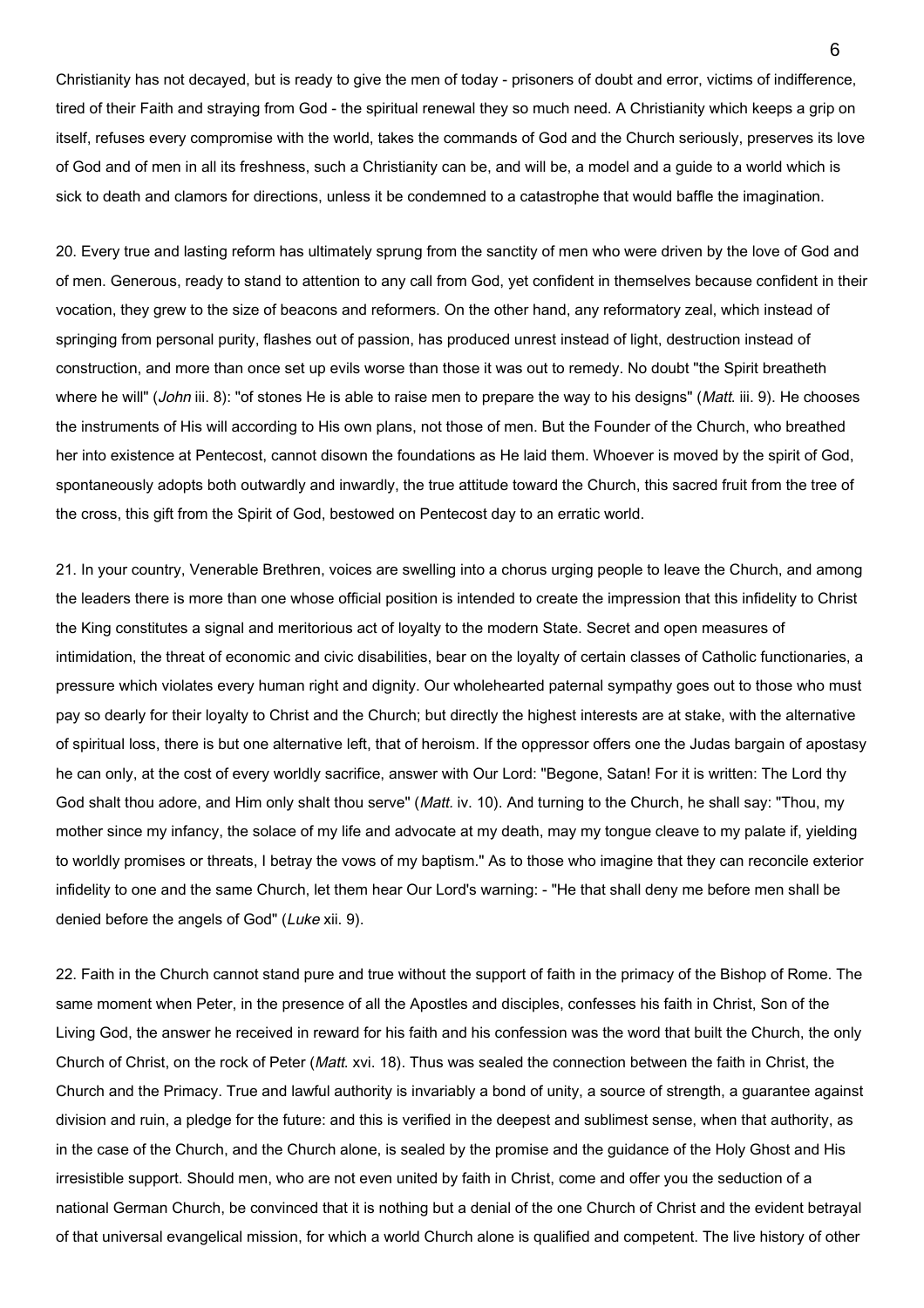Christianity has not decayed, but is ready to give the men of today - prisoners of doubt and error, victims of indifference, tired of their Faith and straying from God - the spiritual renewal they so much need. A Christianity which keeps a grip on itself, refuses every compromise with the world, takes the commands of God and the Church seriously, preserves its love of God and of men in all its freshness, such a Christianity can be, and will be, a model and a guide to a world which is sick to death and clamors for directions, unless it be condemned to a catastrophe that would baffle the imagination.

20. Every true and lasting reform has ultimately sprung from the sanctity of men who were driven by the love of God and of men. Generous, ready to stand to attention to any call from God, yet confident in themselves because confident in their vocation, they grew to the size of beacons and reformers. On the other hand, any reformatory zeal, which instead of springing from personal purity, flashes out of passion, has produced unrest instead of light, destruction instead of construction, and more than once set up evils worse than those it was out to remedy. No doubt "the Spirit breatheth where he will" (*John* iii. 8): "of stones He is able to raise men to prepare the way to his designs" (*Matt.* iii. 9). He chooses the instruments of His will according to His own plans, not those of men. But the Founder of the Church, who breathed her into existence at Pentecost, cannot disown the foundations as He laid them. Whoever is moved by the spirit of God, spontaneously adopts both outwardly and inwardly, the true attitude toward the Church, this sacred fruit from the tree of the cross, this gift from the Spirit of God, bestowed on Pentecost day to an erratic world.

21. In your country, Venerable Brethren, voices are swelling into a chorus urging people to leave the Church, and among the leaders there is more than one whose official position is intended to create the impression that this infidelity to Christ the King constitutes a signal and meritorious act of loyalty to the modern State. Secret and open measures of intimidation, the threat of economic and civic disabilities, bear on the loyalty of certain classes of Catholic functionaries, a pressure which violates every human right and dignity. Our wholehearted paternal sympathy goes out to those who must pay so dearly for their loyalty to Christ and the Church; but directly the highest interests are at stake, with the alternative of spiritual loss, there is but one alternative left, that of heroism. If the oppressor offers one the Judas bargain of apostasy he can only, at the cost of every worldly sacrifice, answer with Our Lord: "Begone, Satan! For it is written: The Lord thy God shalt thou adore, and Him only shalt thou serve" (*Matt.* iv. 10). And turning to the Church, he shall say: "Thou, my mother since my infancy, the solace of my life and advocate at my death, may my tongue cleave to my palate if, yielding to worldly promises or threats, I betray the vows of my baptism." As to those who imagine that they can reconcile exterior infidelity to one and the same Church, let them hear Our Lord's warning: - "He that shall deny me before men shall be denied before the angels of God" (*Luke* xii. 9).

22. Faith in the Church cannot stand pure and true without the support of faith in the primacy of the Bishop of Rome. The same moment when Peter, in the presence of all the Apostles and disciples, confesses his faith in Christ, Son of the Living God, the answer he received in reward for his faith and his confession was the word that built the Church, the only Church of Christ, on the rock of Peter (*Matt.* xvi. 18). Thus was sealed the connection between the faith in Christ, the Church and the Primacy. True and lawful authority is invariably a bond of unity, a source of strength, a guarantee against division and ruin, a pledge for the future: and this is verified in the deepest and sublimest sense, when that authority, as in the case of the Church, and the Church alone, is sealed by the promise and the guidance of the Holy Ghost and His irresistible support. Should men, who are not even united by faith in Christ, come and offer you the seduction of a national German Church, be convinced that it is nothing but a denial of the one Church of Christ and the evident betrayal of that universal evangelical mission, for which a world Church alone is qualified and competent. The live history of other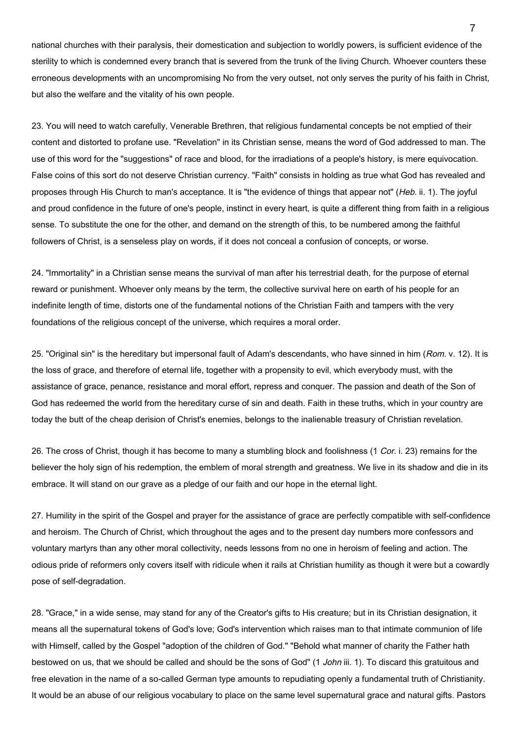national churches with their paralysis, their domestication and subjection to worldly powers, is sufficient evidence of the sterility to which is condemned every branch that is severed from the trunk of the living Church. Whoever counters these erroneous developments with an uncompromising No from the very outset, not only serves the purity of his faith in Christ, but also the welfare and the vitality of his own people.

23. You will need to watch carefully, Venerable Brethren, that religious fundamental concepts be not emptied of their content and distorted to profane use. "Revelation" in its Christian sense, means the word of God addressed to man. The use of this word for the "suggestions" of race and blood, for the irradiations of a people's history, is mere equivocation. False coins of this sort do not deserve Christian currency. "Faith" consists in holding as true what God has revealed and proposes through His Church to man's acceptance. It is "the evidence of things that appear not" (*Heb.* ii. 1). The joyful and proud confidence in the future of one's people, instinct in every heart, is quite a different thing from faith in a religious sense. To substitute the one for the other, and demand on the strength of this, to be numbered among the faithful followers of Christ, is a senseless play on words, if it does not conceal a confusion of concepts, or worse.

24. "Immortality" in a Christian sense means the survival of man after his terrestrial death, for the purpose of eternal reward or punishment. Whoever only means by the term, the collective survival here on earth of his people for an indefinite length of time, distorts one of the fundamental notions of the Christian Faith and tampers with the very foundations of the religious concept of the universe, which requires a moral order.

25. "Original sin" is the hereditary but impersonal fault of Adam's descendants, who have sinned in him (*Rom.* v. 12). It is the loss of grace, and therefore of eternal life, together with a propensity to evil, which everybody must, with the assistance of grace, penance, resistance and moral effort, repress and conquer. The passion and death of the Son of God has redeemed the world from the hereditary curse of sin and death. Faith in these truths, which in your country are today the butt of the cheap derision of Christ's enemies, belongs to the inalienable treasury of Christian revelation.

26. The cross of Christ, though it has become to many a stumbling block and foolishness (1 *Cor.* i. 23) remains for the believer the holy sign of his redemption, the emblem of moral strength and greatness. We live in its shadow and die in its embrace. It will stand on our grave as a pledge of our faith and our hope in the eternal light.

27. Humility in the spirit of the Gospel and prayer for the assistance of grace are perfectly compatible with self-confidence and heroism. The Church of Christ, which throughout the ages and to the present day numbers more confessors and voluntary martyrs than any other moral collectivity, needs lessons from no one in heroism of feeling and action. The odious pride of reformers only covers itself with ridicule when it rails at Christian humility as though it were but a cowardly pose of self-degradation.

28. "Grace," in a wide sense, may stand for any of the Creator's gifts to His creature; but in its Christian designation, it means all the supernatural tokens of God's love; God's intervention which raises man to that intimate communion of life with Himself, called by the Gospel "adoption of the children of God." "Behold what manner of charity the Father hath bestowed on us, that we should be called and should be the sons of God" (1 *John* iii. 1). To discard this gratuitous and free elevation in the name of a so-called German type amounts to repudiating openly a fundamental truth of Christianity. It would be an abuse of our religious vocabulary to place on the same level supernatural grace and natural gifts. Pastors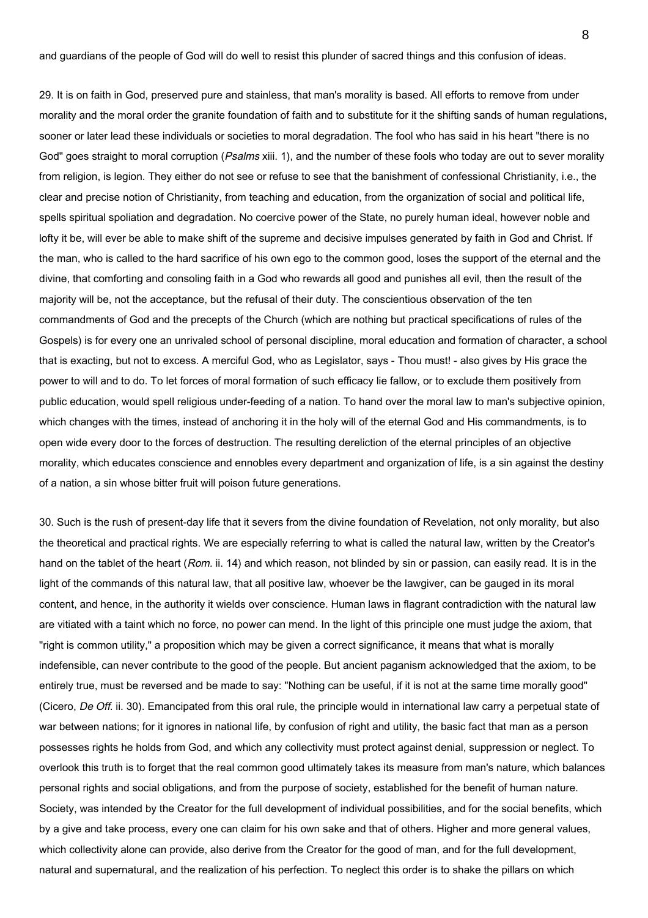and guardians of the people of God will do well to resist this plunder of sacred things and this confusion of ideas.

29. It is on faith in God, preserved pure and stainless, that man's morality is based. All efforts to remove from under morality and the moral order the granite foundation of faith and to substitute for it the shifting sands of human regulations, sooner or later lead these individuals or societies to moral degradation. The fool who has said in his heart "there is no God" goes straight to moral corruption (*Psalms* xiii. 1), and the number of these fools who today are out to sever morality from religion, is legion. They either do not see or refuse to see that the banishment of confessional Christianity, i.e., the clear and precise notion of Christianity, from teaching and education, from the organization of social and political life, spells spiritual spoliation and degradation. No coercive power of the State, no purely human ideal, however noble and lofty it be, will ever be able to make shift of the supreme and decisive impulses generated by faith in God and Christ. If the man, who is called to the hard sacrifice of his own ego to the common good, loses the support of the eternal and the divine, that comforting and consoling faith in a God who rewards all good and punishes all evil, then the result of the majority will be, not the acceptance, but the refusal of their duty. The conscientious observation of the ten commandments of God and the precepts of the Church (which are nothing but practical specifications of rules of the Gospels) is for every one an unrivaled school of personal discipline, moral education and formation of character, a school that is exacting, but not to excess. A merciful God, who as Legislator, says - Thou must! - also gives by His grace the power to will and to do. To let forces of moral formation of such efficacy lie fallow, or to exclude them positively from public education, would spell religious under-feeding of a nation. To hand over the moral law to man's subjective opinion, which changes with the times, instead of anchoring it in the holy will of the eternal God and His commandments, is to open wide every door to the forces of destruction. The resulting dereliction of the eternal principles of an objective morality, which educates conscience and ennobles every department and organization of life, is a sin against the destiny of a nation, a sin whose bitter fruit will poison future generations.

30. Such is the rush of present-day life that it severs from the divine foundation of Revelation, not only morality, but also the theoretical and practical rights. We are especially referring to what is called the natural law, written by the Creator's hand on the tablet of the heart (*Rom.* ii. 14) and which reason, not blinded by sin or passion, can easily read. It is in the light of the commands of this natural law, that all positive law, whoever be the lawgiver, can be gauged in its moral content, and hence, in the authority it wields over conscience. Human laws in flagrant contradiction with the natural law are vitiated with a taint which no force, no power can mend. In the light of this principle one must judge the axiom, that "right is common utility," a proposition which may be given a correct significance, it means that what is morally indefensible, can never contribute to the good of the people. But ancient paganism acknowledged that the axiom, to be entirely true, must be reversed and be made to say: "Nothing can be useful, if it is not at the same time morally good" (Cicero, *De Off.* ii. 30). Emancipated from this oral rule, the principle would in international law carry a perpetual state of war between nations; for it ignores in national life, by confusion of right and utility, the basic fact that man as a person possesses rights he holds from God, and which any collectivity must protect against denial, suppression or neglect. To overlook this truth is to forget that the real common good ultimately takes its measure from man's nature, which balances personal rights and social obligations, and from the purpose of society, established for the benefit of human nature. Society, was intended by the Creator for the full development of individual possibilities, and for the social benefits, which by a give and take process, every one can claim for his own sake and that of others. Higher and more general values, which collectivity alone can provide, also derive from the Creator for the good of man, and for the full development, natural and supernatural, and the realization of his perfection. To neglect this order is to shake the pillars on which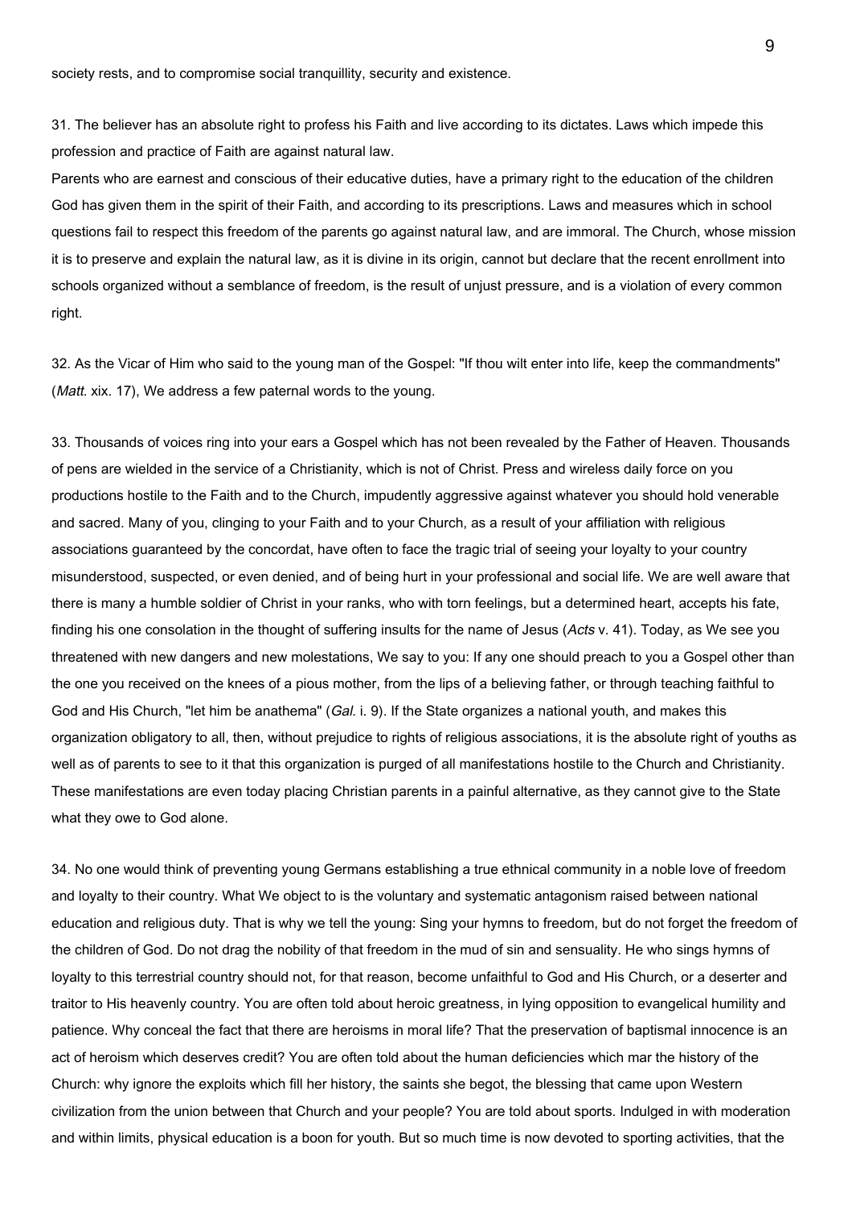society rests, and to compromise social tranquillity, security and existence.

31. The believer has an absolute right to profess his Faith and live according to its dictates. Laws which impede this profession and practice of Faith are against natural law.
Parents who are earnest and conscious of their educative duties, have a primary right to the education of the children God has given them in the spirit of their Faith, and according to its prescriptions. Laws and measures which in school questions fail to respect this freedom of the parents go against natural law, and are immoral. The Church, whose mission it is to preserve and explain the natural law, as it is divine in its origin, cannot but declare that the recent enrollment into schools organized without a semblance of freedom, is the result of unjust pressure, and is a violation of every common right.

32. As the Vicar of Him who said to the young man of the Gospel: "If thou wilt enter into life, keep the commandments" (*Matt.* xix. 17), We address a few paternal words to the young.

33. Thousands of voices ring into your ears a Gospel which has not been revealed by the Father of Heaven. Thousands of pens are wielded in the service of a Christianity, which is not of Christ. Press and wireless daily force on you productions hostile to the Faith and to the Church, impudently aggressive against whatever you should hold venerable and sacred. Many of you, clinging to your Faith and to your Church, as a result of your affiliation with religious associations guaranteed by the concordat, have often to face the tragic trial of seeing your loyalty to your country misunderstood, suspected, or even denied, and of being hurt in your professional and social life. We are well aware that there is many a humble soldier of Christ in your ranks, who with torn feelings, but a determined heart, accepts his fate, finding his one consolation in the thought of suffering insults for the name of Jesus (*Acts* v. 41). Today, as We see you threatened with new dangers and new molestations, We say to you: If any one should preach to you a Gospel other than the one you received on the knees of a pious mother, from the lips of a believing father, or through teaching faithful to God and His Church, "let him be anathema" (*Gal.* i. 9). If the State organizes a national youth, and makes this organization obligatory to all, then, without prejudice to rights of religious associations, it is the absolute right of youths as well as of parents to see to it that this organization is purged of all manifestations hostile to the Church and Christianity. These manifestations are even today placing Christian parents in a painful alternative, as they cannot give to the State what they owe to God alone.

34. No one would think of preventing young Germans establishing a true ethnical community in a noble love of freedom and loyalty to their country. What We object to is the voluntary and systematic antagonism raised between national education and religious duty. That is why we tell the young: Sing your hymns to freedom, but do not forget the freedom of the children of God. Do not drag the nobility of that freedom in the mud of sin and sensuality. He who sings hymns of loyalty to this terrestrial country should not, for that reason, become unfaithful to God and His Church, or a deserter and traitor to His heavenly country. You are often told about heroic greatness, in lying opposition to evangelical humility and patience. Why conceal the fact that there are heroisms in moral life? That the preservation of baptismal innocence is an act of heroism which deserves credit? You are often told about the human deficiencies which mar the history of the Church: why ignore the exploits which fill her history, the saints she begot, the blessing that came upon Western civilization from the union between that Church and your people? You are told about sports. Indulged in with moderation and within limits, physical education is a boon for youth. But so much time is now devoted to sporting activities, that the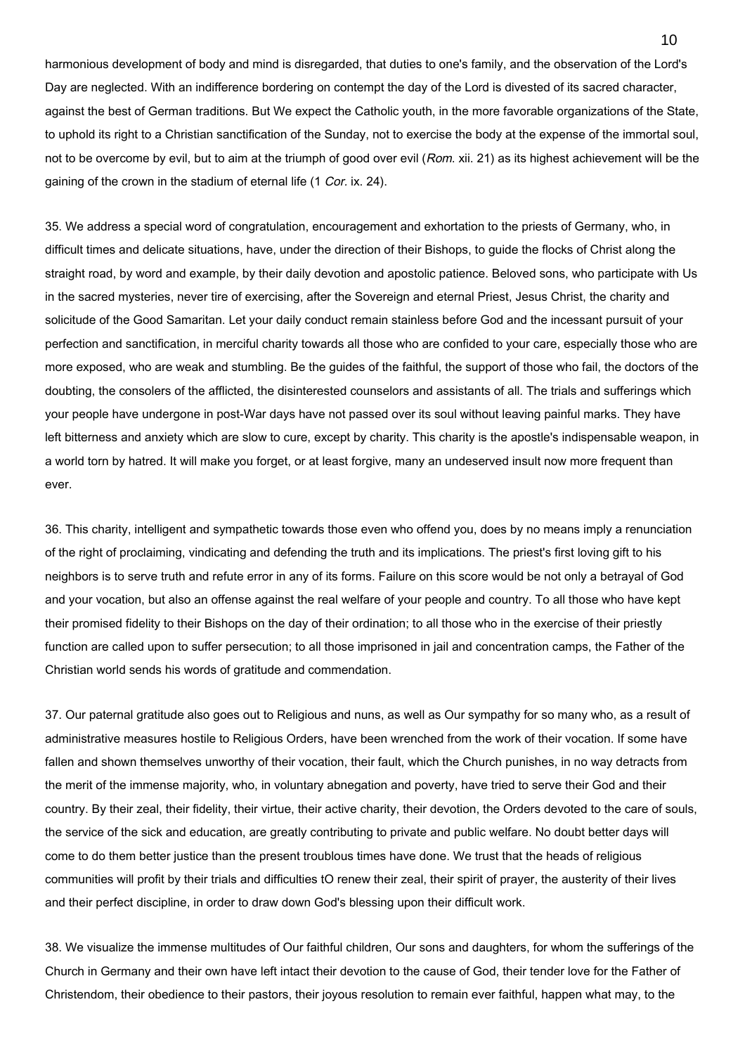harmonious development of body and mind is disregarded, that duties to one's family, and the observation of the Lord's Day are neglected. With an indifference bordering on contempt the day of the Lord is divested of its sacred character, against the best of German traditions. But We expect the Catholic youth, in the more favorable organizations of the State, to uphold its right to a Christian sanctification of the Sunday, not to exercise the body at the expense of the immortal soul, not to be overcome by evil, but to aim at the triumph of good over evil (*Rom.* xii. 21) as its highest achievement will be the gaining of the crown in the stadium of eternal life (1 *Cor.* ix. 24).

35. We address a special word of congratulation, encouragement and exhortation to the priests of Germany, who, in difficult times and delicate situations, have, under the direction of their Bishops, to guide the flocks of Christ along the straight road, by word and example, by their daily devotion and apostolic patience. Beloved sons, who participate with Us in the sacred mysteries, never tire of exercising, after the Sovereign and eternal Priest, Jesus Christ, the charity and solicitude of the Good Samaritan. Let your daily conduct remain stainless before God and the incessant pursuit of your perfection and sanctification, in merciful charity towards all those who are confided to your care, especially those who are more exposed, who are weak and stumbling. Be the guides of the faithful, the support of those who fail, the doctors of the doubting, the consolers of the afflicted, the disinterested counselors and assistants of all. The trials and sufferings which your people have undergone in post-War days have not passed over its soul without leaving painful marks. They have left bitterness and anxiety which are slow to cure, except by charity. This charity is the apostle's indispensable weapon, in a world torn by hatred. It will make you forget, or at least forgive, many an undeserved insult now more frequent than ever.

36. This charity, intelligent and sympathetic towards those even who offend you, does by no means imply a renunciation of the right of proclaiming, vindicating and defending the truth and its implications. The priest's first loving gift to his neighbors is to serve truth and refute error in any of its forms. Failure on this score would be not only a betrayal of God and your vocation, but also an offense against the real welfare of your people and country. To all those who have kept their promised fidelity to their Bishops on the day of their ordination; to all those who in the exercise of their priestly function are called upon to suffer persecution; to all those imprisoned in jail and concentration camps, the Father of the Christian world sends his words of gratitude and commendation.

37. Our paternal gratitude also goes out to Religious and nuns, as well as Our sympathy for so many who, as a result of administrative measures hostile to Religious Orders, have been wrenched from the work of their vocation. If some have fallen and shown themselves unworthy of their vocation, their fault, which the Church punishes, in no way detracts from the merit of the immense majority, who, in voluntary abnegation and poverty, have tried to serve their God and their country. By their zeal, their fidelity, their virtue, their active charity, their devotion, the Orders devoted to the care of souls, the service of the sick and education, are greatly contributing to private and public welfare. No doubt better days will come to do them better justice than the present troublous times have done. We trust that the heads of religious communities will profit by their trials and difficulties tO renew their zeal, their spirit of prayer, the austerity of their lives and their perfect discipline, in order to draw down God's blessing upon their difficult work.

38. We visualize the immense multitudes of Our faithful children, Our sons and daughters, for whom the sufferings of the Church in Germany and their own have left intact their devotion to the cause of God, their tender love for the Father of Christendom, their obedience to their pastors, their joyous resolution to remain ever faithful, happen what may, to the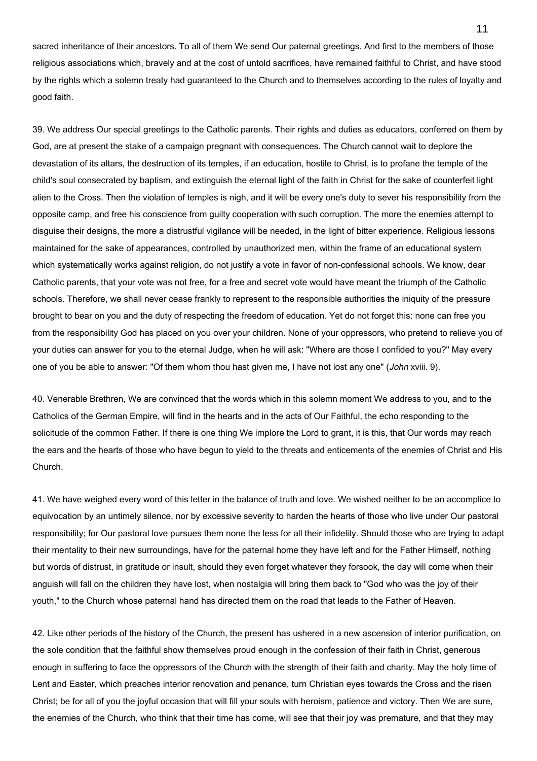sacred inheritance of their ancestors. To all of them We send Our paternal greetings. And first to the members of those religious associations which, bravely and at the cost of untold sacrifices, have remained faithful to Christ, and have stood by the rights which a solemn treaty had guaranteed to the Church and to themselves according to the rules of loyalty and good faith.

39. We address Our special greetings to the Catholic parents. Their rights and duties as educators, conferred on them by God, are at present the stake of a campaign pregnant with consequences. The Church cannot wait to deplore the devastation of its altars, the destruction of its temples, if an education, hostile to Christ, is to profane the temple of the child's soul consecrated by baptism, and extinguish the eternal light of the faith in Christ for the sake of counterfeit light alien to the Cross. Then the violation of temples is nigh, and it will be every one's duty to sever his responsibility from the opposite camp, and free his conscience from guilty cooperation with such corruption. The more the enemies attempt to disguise their designs, the more a distrustful vigilance will be needed, in the light of bitter experience. Religious lessons maintained for the sake of appearances, controlled by unauthorized men, within the frame of an educational system which systematically works against religion, do not justify a vote in favor of non-confessional schools. We know, dear Catholic parents, that your vote was not free, for a free and secret vote would have meant the triumph of the Catholic schools. Therefore, we shall never cease frankly to represent to the responsible authorities the iniquity of the pressure brought to bear on you and the duty of respecting the freedom of education. Yet do not forget this: none can free you from the responsibility God has placed on you over your children. None of your oppressors, who pretend to relieve you of your duties can answer for you to the eternal Judge, when he will ask: "Where are those I confided to you?" May every one of you be able to answer: "Of them whom thou hast given me, I have not lost any one" (*John* xviii. 9).

40. Venerable Brethren, We are convinced that the words which in this solemn moment We address to you, and to the Catholics of the German Empire, will find in the hearts and in the acts of Our Faithful, the echo responding to the solicitude of the common Father. If there is one thing We implore the Lord to grant, it is this, that Our words may reach the ears and the hearts of those who have begun to yield to the threats and enticements of the enemies of Christ and His Church.

41. We have weighed every word of this letter in the balance of truth and love. We wished neither to be an accomplice to equivocation by an untimely silence, nor by excessive severity to harden the hearts of those who live under Our pastoral responsibility; for Our pastoral love pursues them none the less for all their infidelity. Should those who are trying to adapt their mentality to their new surroundings, have for the paternal home they have left and for the Father Himself, nothing but words of distrust, in gratitude or insult, should they even forget whatever they forsook, the day will come when their anguish will fall on the children they have lost, when nostalgia will bring them back to "God who was the joy of their youth," to the Church whose paternal hand has directed them on the road that leads to the Father of Heaven.

42. Like other periods of the history of the Church, the present has ushered in a new ascension of interior purification, on the sole condition that the faithful show themselves proud enough in the confession of their faith in Christ, generous enough in suffering to face the oppressors of the Church with the strength of their faith and charity. May the holy time of Lent and Easter, which preaches interior renovation and penance, turn Christian eyes towards the Cross and the risen Christ; be for all of you the joyful occasion that will fill your souls with heroism, patience and victory. Then We are sure, the enemies of the Church, who think that their time has come, will see that their joy was premature, and that they may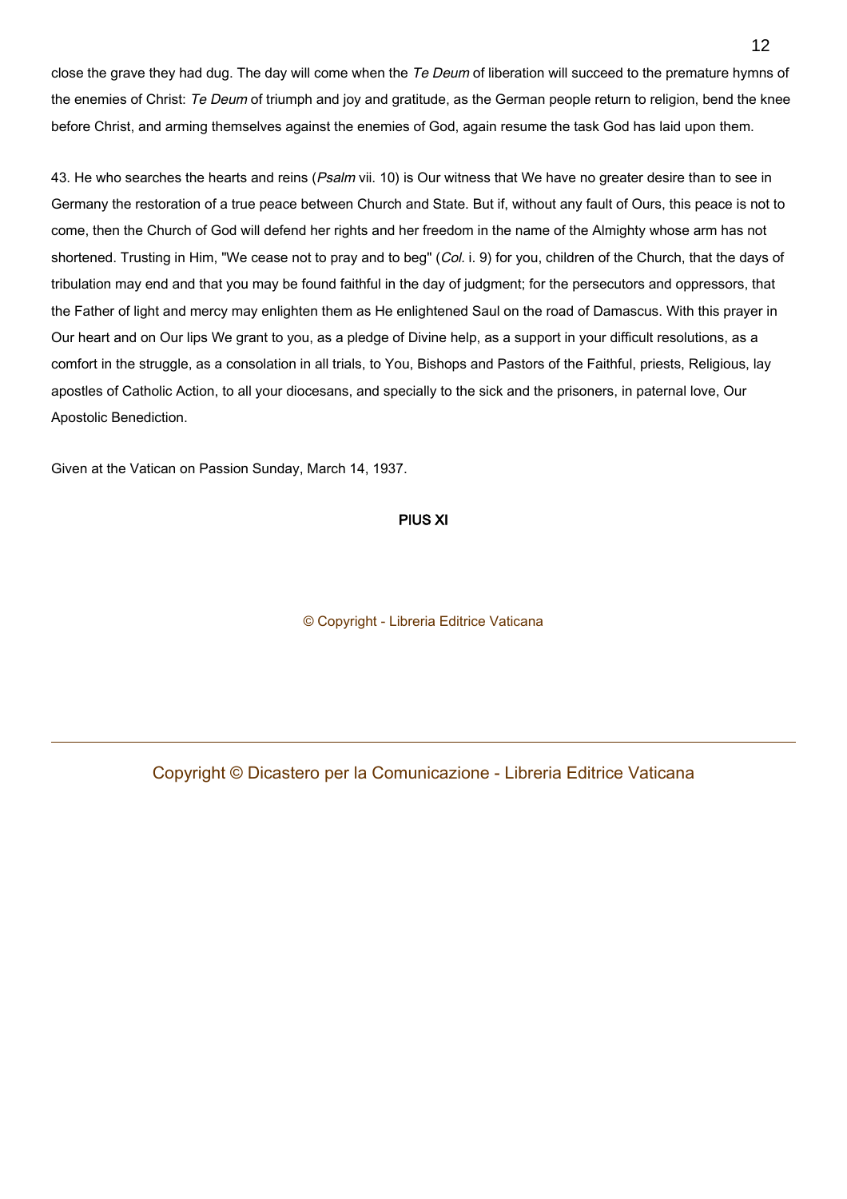close the grave they had dug. The day will come when the *Te Deum* of liberation will succeed to the premature hymns of the enemies of Christ: *Te Deum* of triumph and joy and gratitude, as the German people return to religion, bend the knee before Christ, and arming themselves against the enemies of God, again resume the task God has laid upon them.

43. He who searches the hearts and reins (*Psalm* vii. 10) is Our witness that We have no greater desire than to see in Germany the restoration of a true peace between Church and State. But if, without any fault of Ours, this peace is not to come, then the Church of God will defend her rights and her freedom in the name of the Almighty whose arm has not shortened. Trusting in Him, "We cease not to pray and to beg" (*Col.* i. 9) for you, children of the Church, that the days of tribulation may end and that you may be found faithful in the day of judgment; for the persecutors and oppressors, that the Father of light and mercy may enlighten them as He enlightened Saul on the road of Damascus. With this prayer in Our heart and on Our lips We grant to you, as a pledge of Divine help, as a support in your difficult resolutions, as a comfort in the struggle, as a consolation in all trials, to You, Bishops and Pastors of the Faithful, priests, Religious, lay apostles of Catholic Action, to all your diocesans, and specially to the sick and the prisoners, in paternal love, Our Apostolic Benediction.

Given at the Vatican on Passion Sunday, March 14, 1937.

**PIUS XI**

© Copyright - Libreria Editrice Vaticana

Copyright © Dicastero per la Comunicazione - Libreria Editrice Vaticana